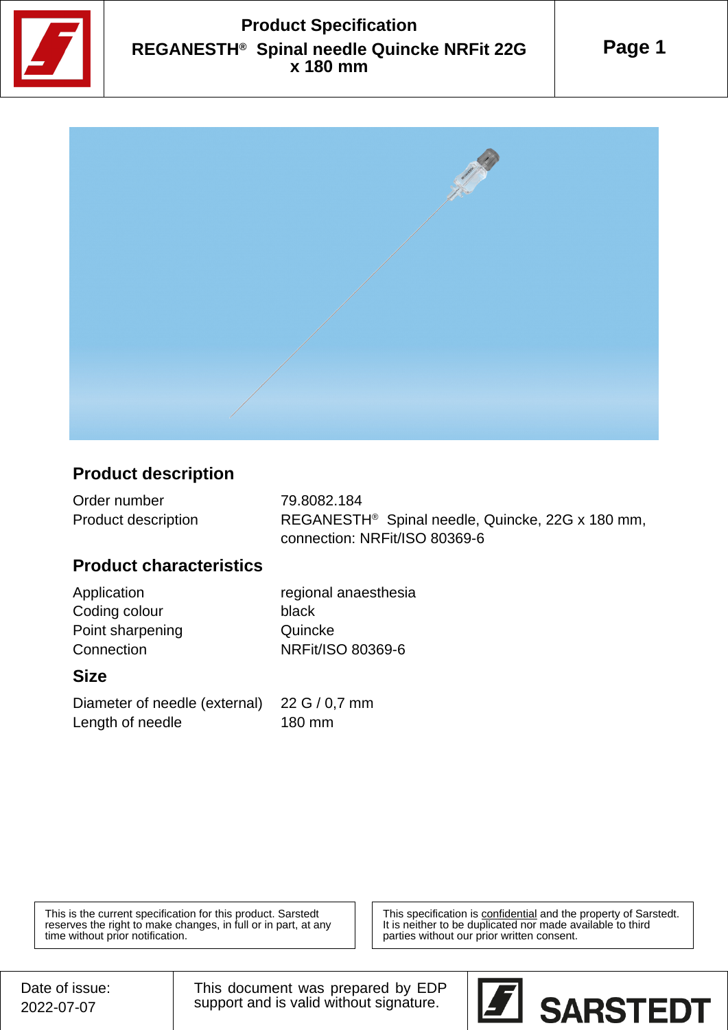# Product Specification

## REGANESTH® Spinal needle Quincke NRFit 22G x 180 mm

### Product description

| | |
|---|---|
| Order number | 79.8082.184 |
| Product description | REGANESTH® Spinal needle, Quincke, 22G x 180 mm, connection: NRFit/ISO 80369-6 |

### Product characteristics

| | |
|---|---|
| Application | regional anaesthesia |
| Coding colour | black |
| Point sharpening | Quincke |
| Connection | NRFit/ISO 80369-6 |

### Size

| | |
|---|---|
| Diameter of needle (external) | 22 G / 0,7 mm |
| Length of needle | 180 mm |

This is the current specification for this product. Sarstedt reserves the right to make changes, in full or in part, at any time without prior notification.

This specification is confidential and the property of Sarstedt. It is neither to be duplicated nor made available to third parties without our prior written consent.

Date of issue: 2022-07-07

This document was prepared by EDP support and is valid without signature.

SARSTEDT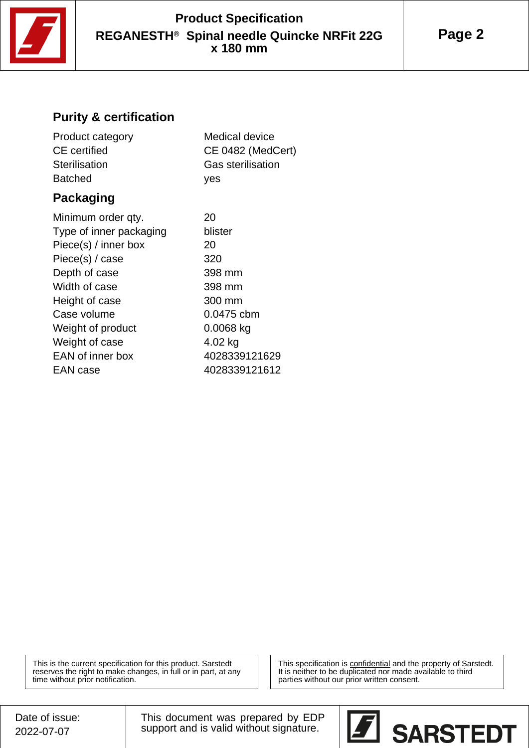## Purity & certification

| | |
|---|---|
| Product category | Medical device |
| CE certified | CE 0482 (MedCert) |
| Sterilisation | Gas sterilisation |
| Batched | yes |

## Packaging

| | |
|---|---|
| Minimum order qty. | 20 |
| Type of inner packaging | blister |
| Piece(s) / inner box | 20 |
| Piece(s) / case | 320 |
| Depth of case | 398 mm |
| Width of case | 398 mm |
| Height of case | 300 mm |
| Case volume | 0.0475 cbm |
| Weight of product | 0.0068 kg |
| Weight of case | 4.02 kg |
| EAN of inner box | 4028339121629 |
| EAN case | 4028339121612 |

This is the current specification for this product. Sarstedt reserves the right to make changes, in full or in part, at any time without prior notification.

This specification is confidential and the property of Sarstedt. It is neither to be duplicated nor made available to third parties without our prior written consent.

Date of issue: 2022-07-07

This document was prepared by EDP support and is valid without signature.